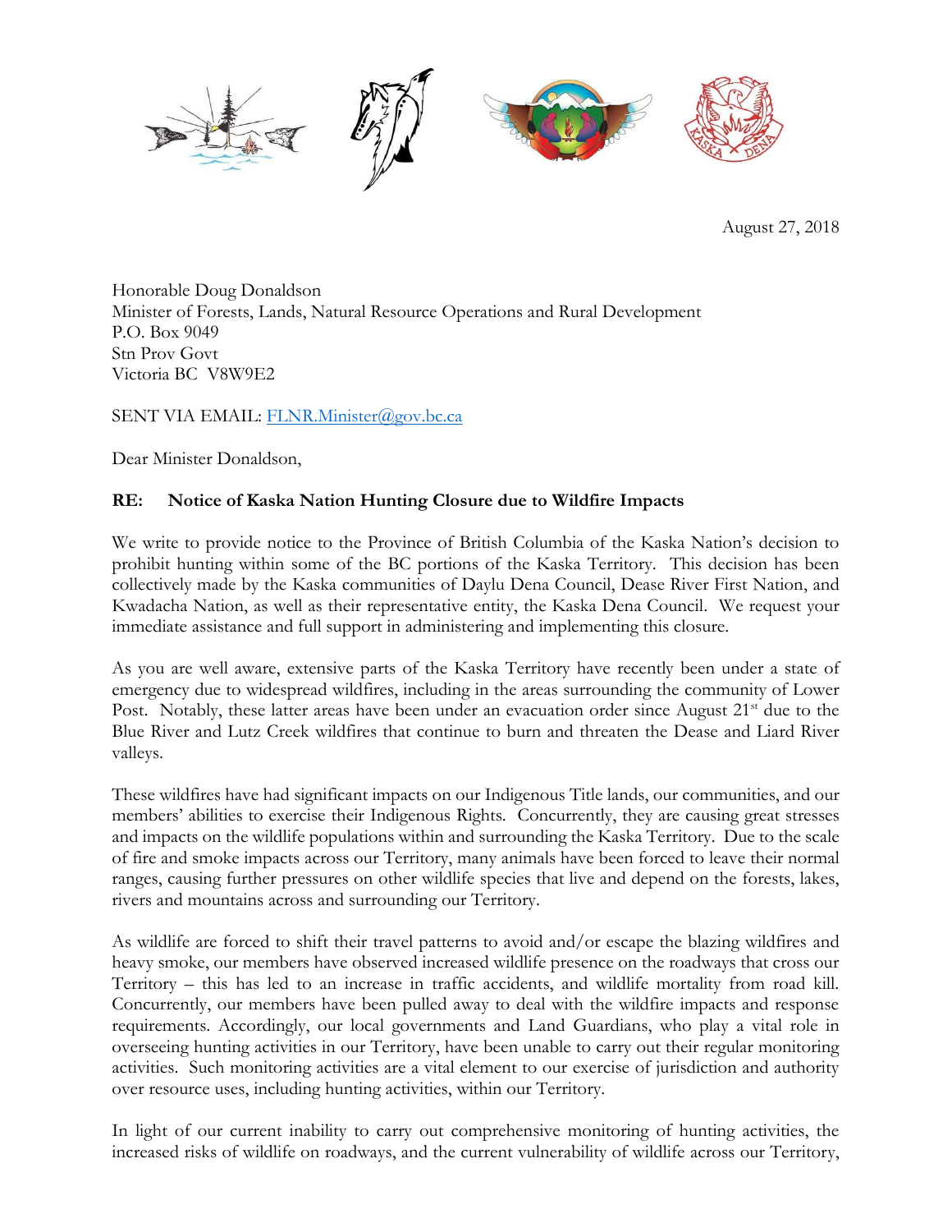August 27, 2018

Honorable Doug Donaldson
Minister of Forests, Lands, Natural Resource Operations and Rural Development
P.O. Box 9049
Stn Prov Govt
Victoria BC V8W9E2

SENT VIA EMAIL: [FLNR.Minister@gov.bc.ca](mailto:FLNR.Minister@gov.bc.ca)

Dear Minister Donaldson,

**RE: Notice of Kaska Nation Hunting Closure due to Wildfire Impacts**

We write to provide notice to the Province of British Columbia of the Kaska Nation's decision to prohibit hunting within some of the BC portions of the Kaska Territory. This decision has been collectively made by the Kaska communities of Daylu Dena Council, Dease River First Nation, and Kwadacha Nation, as well as their representative entity, the Kaska Dena Council. We request your immediate assistance and full support in administering and implementing this closure.

As you are well aware, extensive parts of the Kaska Territory have recently been under a state of emergency due to widespread wildfires, including in the areas surrounding the community of Lower Post. Notably, these latter areas have been under an evacuation order since August 21st due to the Blue River and Lutz Creek wildfires that continue to burn and threaten the Dease and Liard River valleys.

These wildfires have had significant impacts on our Indigenous Title lands, our communities, and our members' abilities to exercise their Indigenous Rights. Concurrently, they are causing great stresses and impacts on the wildlife populations within and surrounding the Kaska Territory. Due to the scale of fire and smoke impacts across our Territory, many animals have been forced to leave their normal ranges, causing further pressures on other wildlife species that live and depend on the forests, lakes, rivers and mountains across and surrounding our Territory.

As wildlife are forced to shift their travel patterns to avoid and/or escape the blazing wildfires and heavy smoke, our members have observed increased wildlife presence on the roadways that cross our Territory – this has led to an increase in traffic accidents, and wildlife mortality from road kill. Concurrently, our members have been pulled away to deal with the wildfire impacts and response requirements. Accordingly, our local governments and Land Guardians, who play a vital role in overseeing hunting activities in our Territory, have been unable to carry out their regular monitoring activities. Such monitoring activities are a vital element to our exercise of jurisdiction and authority over resource uses, including hunting activities, within our Territory.

In light of our current inability to carry out comprehensive monitoring of hunting activities, the increased risks of wildlife on roadways, and the current vulnerability of wildlife across our Territory,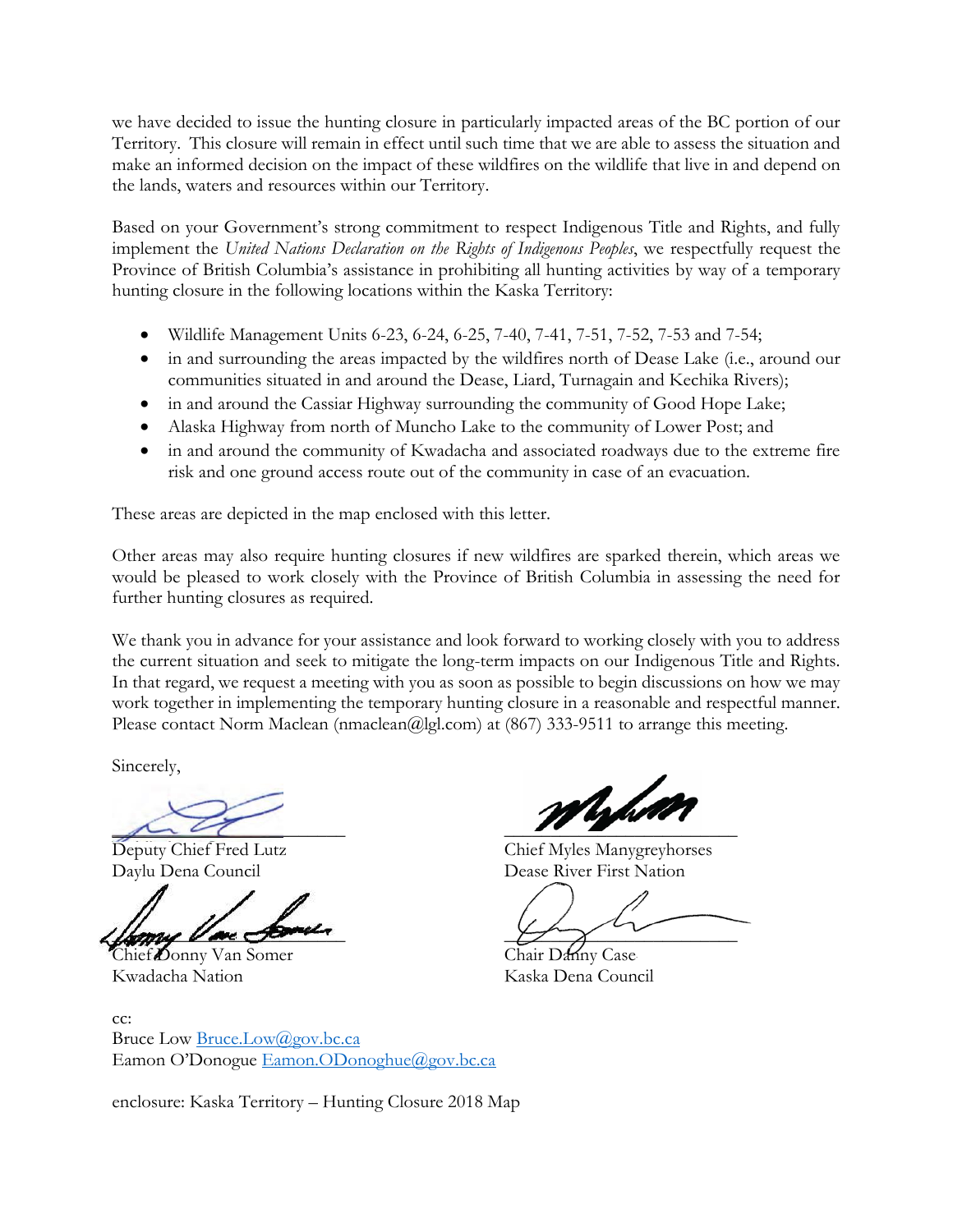we have decided to issue the hunting closure in particularly impacted areas of the BC portion of our Territory. This closure will remain in effect until such time that we are able to assess the situation and make an informed decision on the impact of these wildfires on the wildlife that live in and depend on the lands, waters and resources within our Territory.

Based on your Government's strong commitment to respect Indigenous Title and Rights, and fully implement the *United Nations Declaration on the Rights of Indigenous Peoples*, we respectfully request the Province of British Columbia's assistance in prohibiting all hunting activities by way of a temporary hunting closure in the following locations within the Kaska Territory:

- Wildlife Management Units 6-23, 6-24, 6-25, 7-40, 7-41, 7-51, 7-52, 7-53 and 7-54;
- in and surrounding the areas impacted by the wildfires north of Dease Lake (i.e., around our communities situated in and around the Dease, Liard, Turnagain and Kechika Rivers);
- in and around the Cassiar Highway surrounding the community of Good Hope Lake;
- Alaska Highway from north of Muncho Lake to the community of Lower Post; and
- in and around the community of Kwadacha and associated roadways due to the extreme fire risk and one ground access route out of the community in case of an evacuation.

These areas are depicted in the map enclosed with this letter.

Other areas may also require hunting closures if new wildfires are sparked therein, which areas we would be pleased to work closely with the Province of British Columbia in assessing the need for further hunting closures as required.

We thank you in advance for your assistance and look forward to working closely with you to address the current situation and seek to mitigate the long-term impacts on our Indigenous Title and Rights. In that regard, we request a meeting with you as soon as possible to begin discussions on how we may work together in implementing the temporary hunting closure in a reasonable and respectful manner. Please contact Norm Maclean (nmaclean@lgl.com) at (867) 333-9511 to arrange this meeting.

Sincerely,

Deputy Chief Fred Lutz
Daylu Dena Council

Chief Myles Manygreyhorses
Dease River First Nation

Chief Donny Van Somer
Kwadacha Nation

Chair Danny Case
Kaska Dena Council

cc:
Bruce Low Bruce.Low@gov.bc.ca
Eamon O'Donogue Eamon.ODonoghue@gov.bc.ca

enclosure: Kaska Territory – Hunting Closure 2018 Map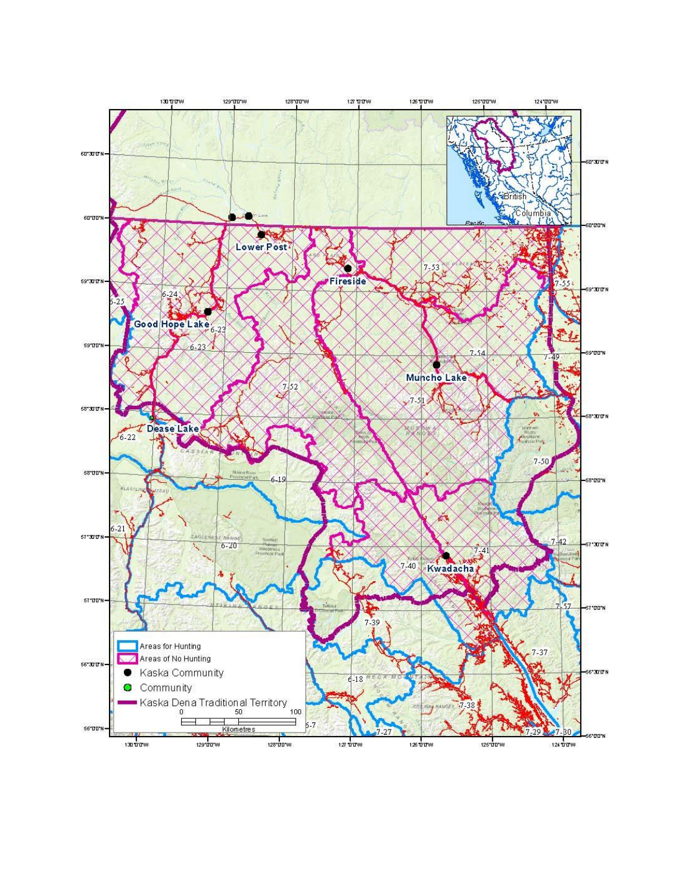Lower Post

Fireside

Good Hope Lake

Dease Lake

Muncho Lake

Kwadacha

6-7
6-18
6-19
6-20
6-21
6-22
6-23
6-24
6-25
7-27
7-29
7-30
7-37
7-38
7-39
7-40
7-41
7-42
7-49
7-50
7-51
7-52
7-53
7-54
7-55
7-57

British Columbia

Pacific

130°0'0"W
129°0'0"W
128°0'0"W
127°0'0"W
126°0'0"W
125°0'0"W
124°0'0"W

60°30'0"N
60°0'0"N
59°30'0"N
59°0'0"N
58°30'0"N
58°0'0"N
57°30'0"N
57°0'0"N
56°30'0"N
56°0'0"N

Areas for Hunting

Areas of No Hunting

Kaska Community

Community

Kaska Dena Traditional Territory

0 50 100

Kilometres